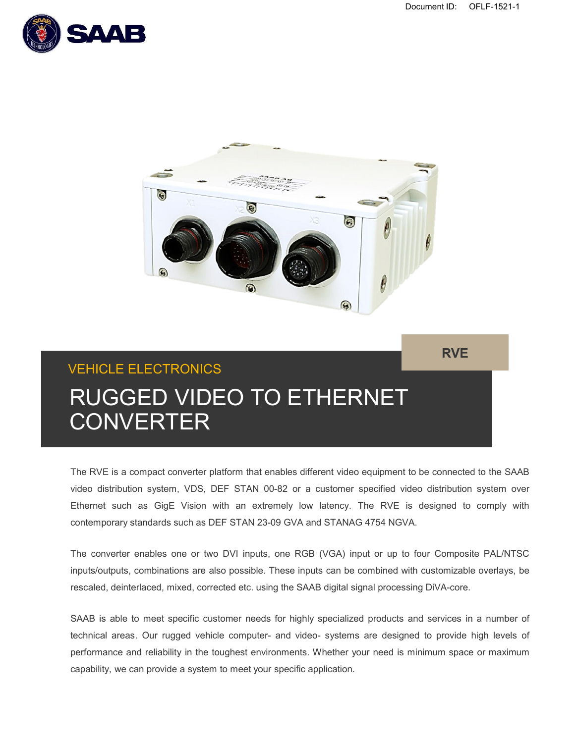Document ID: OFLF-1521-1

RVE

VEHICLE ELECTRONICS

# RUGGED VIDEO TO ETHERNET CONVERTER

The RVE is a compact converter platform that enables different video equipment to be connected to the SAAB video distribution system, VDS, DEF STAN 00-82 or a customer specified video distribution system over Ethernet such as GigE Vision with an extremely low latency. The RVE is designed to comply with contemporary standards such as DEF STAN 23-09 GVA and STANAG 4754 NGVA.

The converter enables one or two DVI inputs, one RGB (VGA) input or up to four Composite PAL/NTSC inputs/outputs, combinations are also possible. These inputs can be combined with customizable overlays, be rescaled, deinterlaced, mixed, corrected etc. using the SAAB digital signal processing DiVA-core.

SAAB is able to meet specific customer needs for highly specialized products and services in a number of technical areas. Our rugged vehicle computer- and video- systems are designed to provide high levels of performance and reliability in the toughest environments. Whether your need is minimum space or maximum capability, we can provide a system to meet your specific application.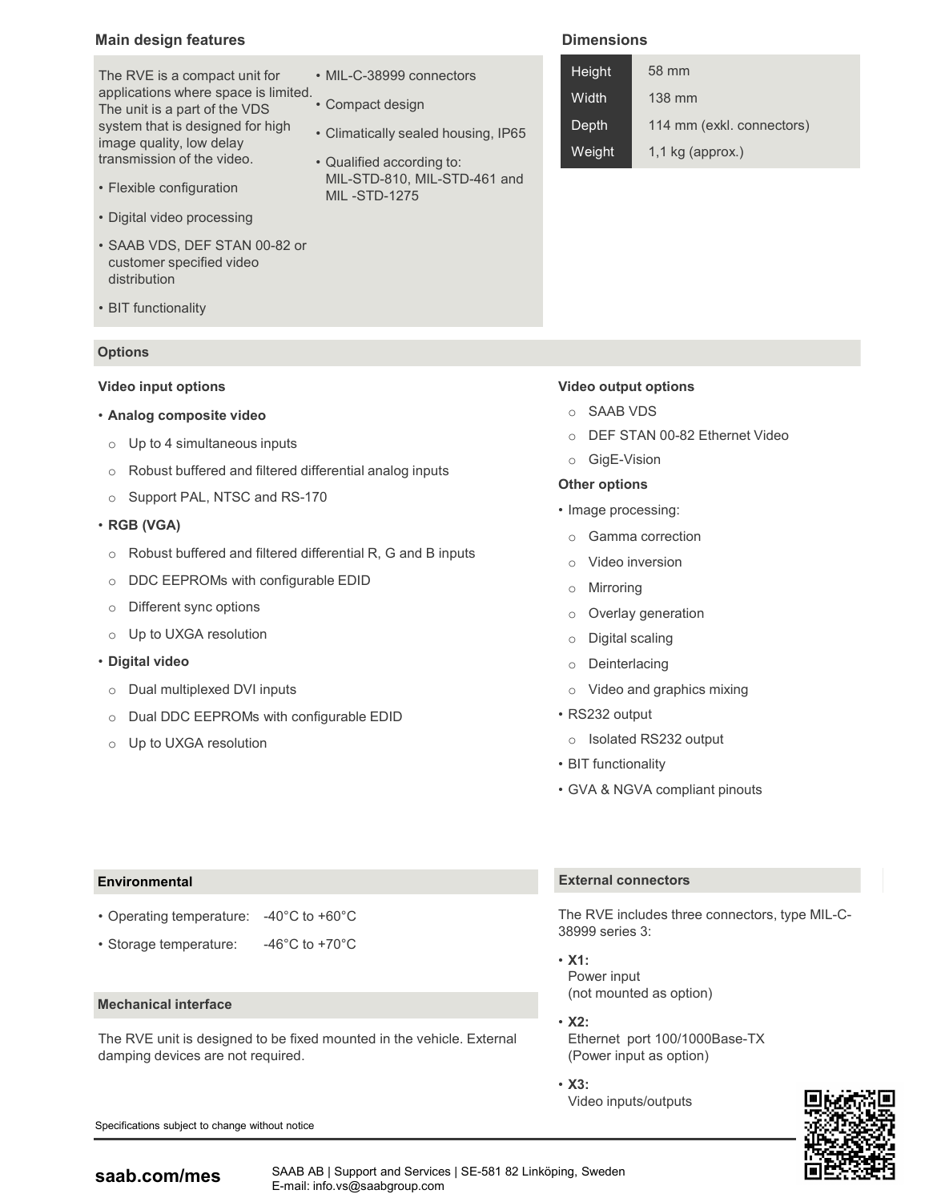## Main design features

The RVE is a compact unit for applications where space is limited. The unit is a part of the VDS system that is designed for high image quality, low delay transmission of the video.

- Flexible configuration
- Digital video processing
- SAAB VDS, DEF STAN 00-82 or customer specified video distribution
- BIT functionality
- MIL-C-38999 connectors
- Compact design
- Climatically sealed housing, IP65
- Qualified according to: MIL-STD-810, MIL-STD-461 and MIL -STD-1275

## Dimensions

| | |
|---|---|
| Height | 58 mm |
| Width | 138 mm |
| Depth | 114 mm (exkl. connectors) |
| Weight | 1,1 kg (approx.) |

## Options

### Video input options

- **Analog composite video**
  - Up to 4 simultaneous inputs
  - Robust buffered and filtered differential analog inputs
  - Support PAL, NTSC and RS-170
- **RGB (VGA)**
  - Robust buffered and filtered differential R, G and B inputs
  - DDC EEPROMs with configurable EDID
  - Different sync options
  - Up to UXGA resolution
- **Digital video**
  - Dual multiplexed DVI inputs
  - Dual DDC EEPROMs with configurable EDID
  - Up to UXGA resolution

### Video output options

- SAAB VDS
- DEF STAN 00-82 Ethernet Video
- GigE-Vision

### Other options

- Image processing:
  - Gamma correction
  - Video inversion
  - Mirroring
  - Overlay generation
  - Digital scaling
  - Deinterlacing
  - Video and graphics mixing
- RS232 output
  - Isolated RS232 output
- BIT functionality
- GVA & NGVA compliant pinouts

## Environmental

- Operating temperature: -40°C to +60°C
- Storage temperature: -46°C to +70°C

## Mechanical interface

The RVE unit is designed to be fixed mounted in the vehicle. External damping devices are not required.

## External connectors

The RVE includes three connectors, type MIL-C-38999 series 3:

- **X1:**
  Power input
  (not mounted as option)
- **X2:**
  Ethernet port 100/1000Base-TX
  (Power input as option)
- **X3:**
  Video inputs/outputs

Specifications subject to change without notice

**saab.com/mes**

SAAB AB | Support and Services | SE-581 82 Linköping, Sweden
E-mail: info.vs@saabgroup.com